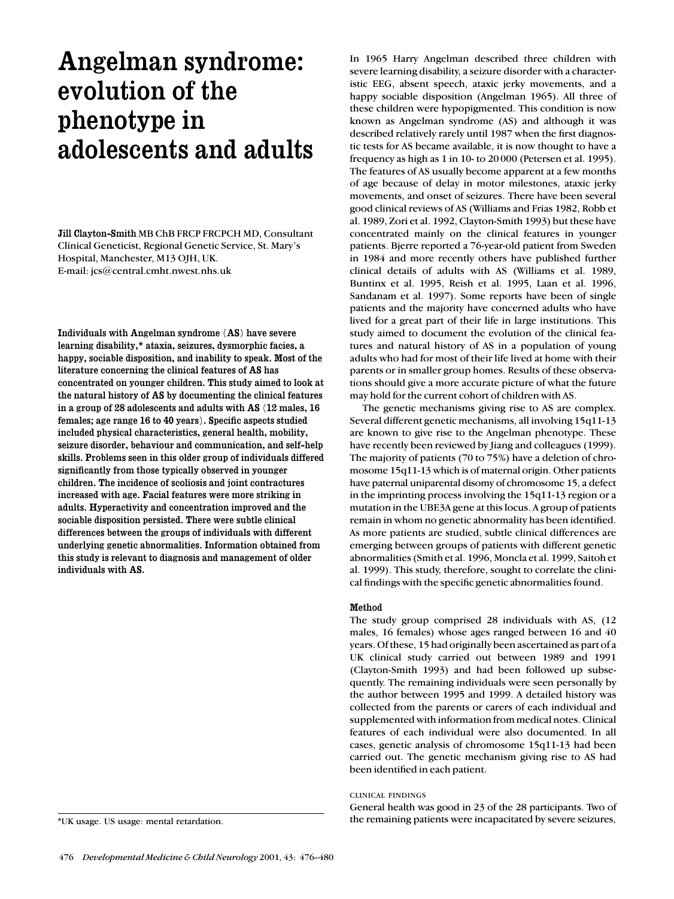# Angelman syndrome: evolution of the phenotype in adolescents and adults

**Jill Clayton-Smith** MB ChB FRCP FRCPCH MD, Consultant Clinical Geneticist, Regional Genetic Service, St. Mary's Hospital, Manchester, M13 OJH, UK.
E-mail: jcs@central.cmht.nwest.nhs.uk

**Individuals with Angelman syndrome (AS) have severe learning disability,* ataxia, seizures, dysmorphic facies, a happy, sociable disposition, and inability to speak. Most of the literature concerning the clinical features of AS has concentrated on younger children. This study aimed to look at the natural history of AS by documenting the clinical features in a group of 28 adolescents and adults with AS (12 males, 16 females; age range 16 to 40 years). Specific aspects studied included physical characteristics, general health, mobility, seizure disorder, behaviour and communication, and self-help skills. Problems seen in this older group of individuals differed significantly from those typically observed in younger children. The incidence of scoliosis and joint contractures increased with age. Facial features were more striking in adults. Hyperactivity and concentration improved and the sociable disposition persisted. There were subtle clinical differences between the groups of individuals with different underlying genetic abnormalities. Information obtained from this study is relevant to diagnosis and management of older individuals with AS.**

*UK usage. US usage: mental retardation.

In 1965 Harry Angelman described three children with severe learning disability, a seizure disorder with a characteristic EEG, absent speech, ataxic jerky movements, and a happy sociable disposition (Angelman 1965). All three of these children were hypopigmented. This condition is now known as Angelman syndrome (AS) and although it was described relatively rarely until 1987 when the first diagnostic tests for AS became available, it is now thought to have a frequency as high as 1 in 10- to 20 000 (Petersen et al. 1995). The features of AS usually become apparent at a few months of age because of delay in motor milestones, ataxic jerky movements, and onset of seizures. There have been several good clinical reviews of AS (Williams and Frias 1982, Robb et al. 1989, Zori et al. 1992, Clayton-Smith 1993) but these have concentrated mainly on the clinical features in younger patients. Bjerre reported a 76-year-old patient from Sweden in 1984 and more recently others have published further clinical details of adults with AS (Williams et al. 1989, Buntinx et al. 1995, Reish et al. 1995, Laan et al. 1996, Sandanam et al. 1997). Some reports have been of single patients and the majority have concerned adults who have lived for a great part of their life in large institutions. This study aimed to document the evolution of the clinical features and natural history of AS in a population of young adults who had for most of their life lived at home with their parents or in smaller group homes. Results of these observations should give a more accurate picture of what the future may hold for the current cohort of children with AS.

The genetic mechanisms giving rise to AS are complex. Several different genetic mechanisms, all involving 15q11-13 are known to give rise to the Angelman phenotype. These have recently been reviewed by Jiang and colleagues (1999). The majority of patients (70 to 75%) have a deletion of chromosome 15q11-13 which is of maternal origin. Other patients have paternal uniparental disomy of chromosome 15, a defect in the imprinting process involving the 15q11-13 region or a mutation in the UBE3A gene at this locus. A group of patients remain in whom no genetic abnormality has been identified. As more patients are studied, subtle clinical differences are emerging between groups of patients with different genetic abnormalities (Smith et al. 1996, Moncla et al. 1999, Saitoh et al. 1999). This study, therefore, sought to correlate the clinical findings with the specific genetic abnormalities found.

## Method

The study group comprised 28 individuals with AS, (12 males, 16 females) whose ages ranged between 16 and 40 years. Of these, 15 had originally been ascertained as part of a UK clinical study carried out between 1989 and 1991 (Clayton-Smith 1993) and had been followed up subsequently. The remaining individuals were seen personally by the author between 1995 and 1999. A detailed history was collected from the parents or carers of each individual and supplemented with information from medical notes. Clinical features of each individual were also documented. In all cases, genetic analysis of chromosome 15q11-13 had been carried out. The genetic mechanism giving rise to AS had been identified in each patient.

### CLINICAL FINDINGS

General health was good in 23 of the 28 participants. Two of the remaining patients were incapacitated by severe seizures,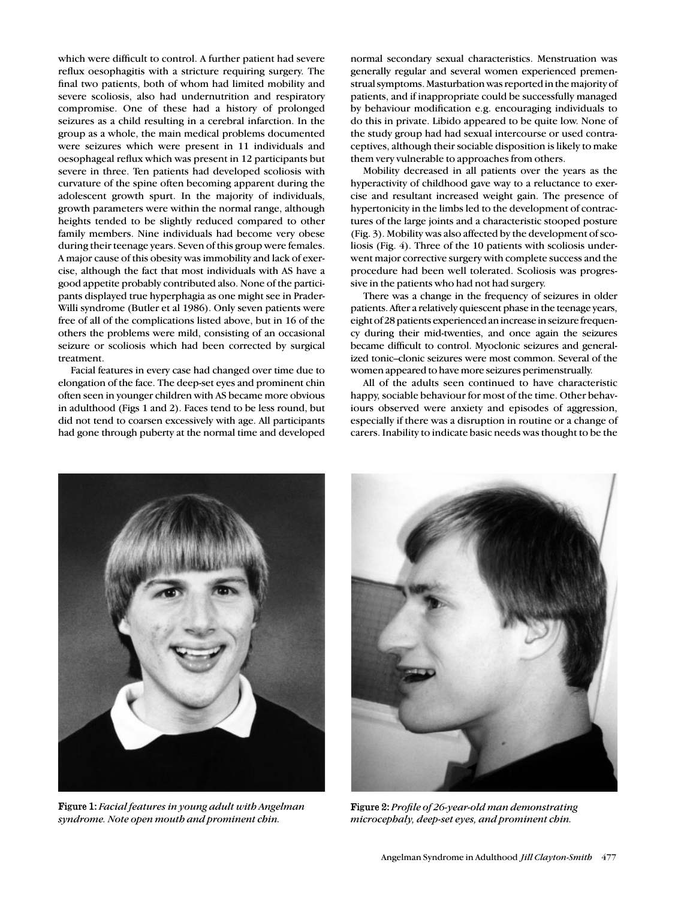which were difficult to control. A further patient had severe reflux oesophagitis with a stricture requiring surgery. The final two patients, both of whom had limited mobility and severe scoliosis, also had undernutrition and respiratory compromise. One of these had a history of prolonged seizures as a child resulting in a cerebral infarction. In the group as a whole, the main medical problems documented were seizures which were present in 11 individuals and oesophageal reflux which was present in 12 participants but severe in three. Ten patients had developed scoliosis with curvature of the spine often becoming apparent during the adolescent growth spurt. In the majority of individuals, growth parameters were within the normal range, although heights tended to be slightly reduced compared to other family members. Nine individuals had become very obese during their teenage years. Seven of this group were females. A major cause of this obesity was immobility and lack of exercise, although the fact that most individuals with AS have a good appetite probably contributed also. None of the participants displayed true hyperphagia as one might see in Prader-Willi syndrome (Butler et al 1986). Only seven patients were free of all of the complications listed above, but in 16 of the others the problems were mild, consisting of an occasional seizure or scoliosis which had been corrected by surgical treatment.

Facial features in every case had changed over time due to elongation of the face. The deep-set eyes and prominent chin often seen in younger children with AS became more obvious in adulthood (Figs 1 and 2). Faces tend to be less round, but did not tend to coarsen excessively with age. All participants had gone through puberty at the normal time and developed normal secondary sexual characteristics. Menstruation was generally regular and several women experienced premenstrual symptoms. Masturbation was reported in the majority of patients, and if inappropriate could be successfully managed by behaviour modification e.g. encouraging individuals to do this in private. Libido appeared to be quite low. None of the study group had had sexual intercourse or used contraceptives, although their sociable disposition is likely to make them very vulnerable to approaches from others.

Mobility decreased in all patients over the years as the hyperactivity of childhood gave way to a reluctance to exercise and resultant increased weight gain. The presence of hypertonicity in the limbs led to the development of contractures of the large joints and a characteristic stooped posture (Fig. 3). Mobility was also affected by the development of scoliosis (Fig. 4). Three of the 10 patients with scoliosis underwent major corrective surgery with complete success and the procedure had been well tolerated. Scoliosis was progressive in the patients who had not had surgery.

There was a change in the frequency of seizures in older patients. After a relatively quiescent phase in the teenage years, eight of 28 patients experienced an increase in seizure frequency during their mid-twenties, and once again the seizures became difficult to control. Myoclonic seizures and generalized tonic–clonic seizures were most common. Several of the women appeared to have more seizures perimenstrually.

All of the adults seen continued to have characteristic happy, sociable behaviour for most of the time. Other behaviours observed were anxiety and episodes of aggression, especially if there was a disruption in routine or a change of carers. Inability to indicate basic needs was thought to be the

**Figure 1:** *Facial features in young adult with Angelman syndrome. Note open mouth and prominent chin.*

**Figure 2:** *Profile of 26-year-old man demonstrating microcephaly, deep-set eyes, and prominent chin.*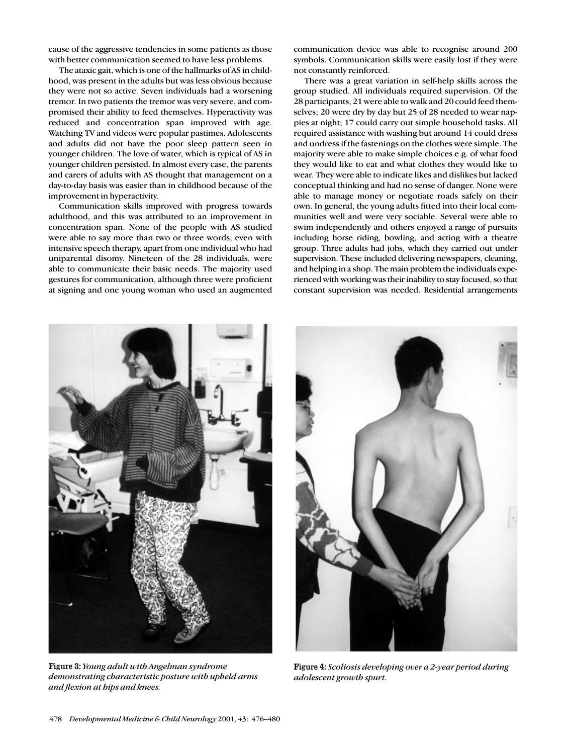cause of the aggressive tendencies in some patients as those with better communication seemed to have less problems.

The ataxic gait, which is one of the hallmarks of AS in childhood, was present in the adults but was less obvious because they were not so active. Seven individuals had a worsening tremor. In two patients the tremor was very severe, and compromised their ability to feed themselves. Hyperactivity was reduced and concentration span improved with age. Watching TV and videos were popular pastimes. Adolescents and adults did not have the poor sleep pattern seen in younger children. The love of water, which is typical of AS in younger children persisted. In almost every case, the parents and carers of adults with AS thought that management on a day-to-day basis was easier than in childhood because of the improvement in hyperactivity.

Communication skills improved with progress towards adulthood, and this was attributed to an improvement in concentration span. None of the people with AS studied were able to say more than two or three words, even with intensive speech therapy, apart from one individual who had uniparental disomy. Nineteen of the 28 individuals, were able to communicate their basic needs. The majority used gestures for communication, although three were proficient at signing and one young woman who used an augmented communication device was able to recognise around 200 symbols. Communication skills were easily lost if they were not constantly reinforced.

There was a great variation in self-help skills across the group studied. All individuals required supervision. Of the 28 participants, 21 were able to walk and 20 could feed themselves; 20 were dry by day but 25 of 28 needed to wear nappies at night; 17 could carry out simple household tasks. All required assistance with washing but around 14 could dress and undress if the fastenings on the clothes were simple. The majority were able to make simple choices e.g. of what food they would like to eat and what clothes they would like to wear. They were able to indicate likes and dislikes but lacked conceptual thinking and had no sense of danger. None were able to manage money or negotiate roads safely on their own. In general, the young adults fitted into their local communities well and were very sociable. Several were able to swim independently and others enjoyed a range of pursuits including horse riding, bowling, and acting with a theatre group. Three adults had jobs, which they carried out under supervision. These included delivering newspapers, cleaning, and helping in a shop. The main problem the individuals experienced with working was their inability to stay focused, so that constant supervision was needed. Residential arrangements

**Figure 3:** *Young adult with Angelman syndrome demonstrating characteristic posture with upheld arms and flexion at hips and knees.*

**Figure 4:** *Scoliosis developing over a 2-year period during adolescent growth spurt.*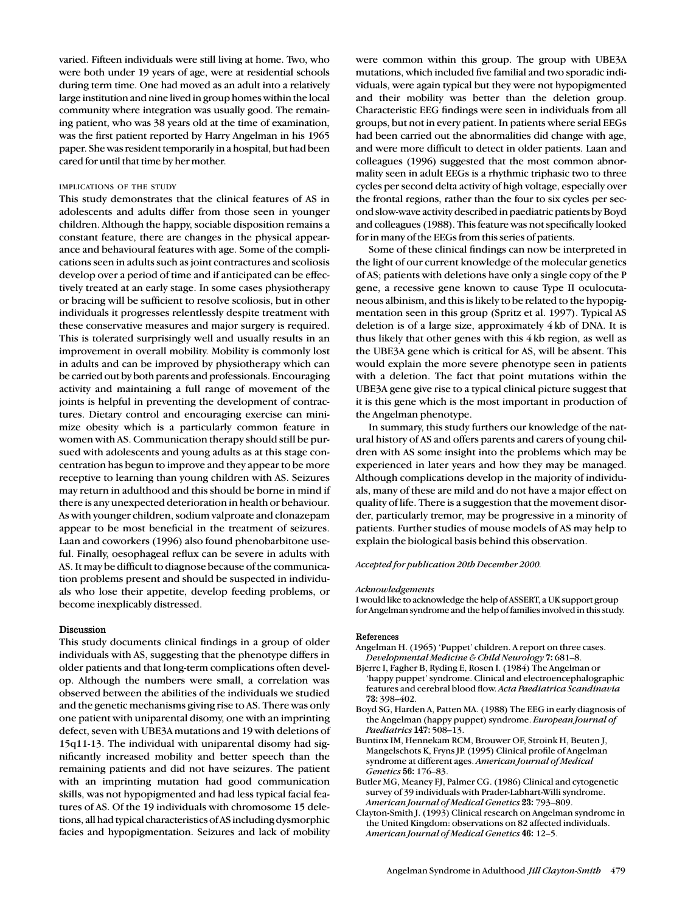varied. Fifteen individuals were still living at home. Two, who were both under 19 years of age, were at residential schools during term time. One had moved as an adult into a relatively large institution and nine lived in group homes within the local community where integration was usually good. The remaining patient, who was 38 years old at the time of examination, was the first patient reported by Harry Angelman in his 1965 paper. She was resident temporarily in a hospital, but had been cared for until that time by her mother.

### IMPLICATIONS OF THE STUDY

This study demonstrates that the clinical features of AS in adolescents and adults differ from those seen in younger children. Although the happy, sociable disposition remains a constant feature, there are changes in the physical appearance and behavioural features with age. Some of the complications seen in adults such as joint contractures and scoliosis develop over a period of time and if anticipated can be effectively treated at an early stage. In some cases physiotherapy or bracing will be sufficient to resolve scoliosis, but in other individuals it progresses relentlessly despite treatment with these conservative measures and major surgery is required. This is tolerated surprisingly well and usually results in an improvement in overall mobility. Mobility is commonly lost in adults and can be improved by physiotherapy which can be carried out by both parents and professionals. Encouraging activity and maintaining a full range of movement of the joints is helpful in preventing the development of contractures. Dietary control and encouraging exercise can minimize obesity which is a particularly common feature in women with AS. Communication therapy should still be pursued with adolescents and young adults as at this stage concentration has begun to improve and they appear to be more receptive to learning than young children with AS. Seizures may return in adulthood and this should be borne in mind if there is any unexpected deterioration in health or behaviour. As with younger children, sodium valproate and clonazepam appear to be most beneficial in the treatment of seizures. Laan and coworkers (1996) also found phenobarbitone useful. Finally, oesophageal reflux can be severe in adults with AS. It may be difficult to diagnose because of the communication problems present and should be suspected in individuals who lose their appetite, develop feeding problems, or become inexplicably distressed.

## Discussion

This study documents clinical findings in a group of older individuals with AS, suggesting that the phenotype differs in older patients and that long-term complications often develop. Although the numbers were small, a correlation was observed between the abilities of the individuals we studied and the genetic mechanisms giving rise to AS. There was only one patient with uniparental disomy, one with an imprinting defect, seven with UBE3A mutations and 19 with deletions of 15q11-13. The individual with uniparental disomy had significantly increased mobility and better speech than the remaining patients and did not have seizures. The patient with an imprinting mutation had good communication skills, was not hypopigmented and had less typical facial features of AS. Of the 19 individuals with chromosome 15 deletions, all had typical characteristics of AS including dysmorphic facies and hypopigmentation. Seizures and lack of mobility were common within this group. The group with UBE3A mutations, which included five familial and two sporadic individuals, were again typical but they were not hypopigmented and their mobility was better than the deletion group. Characteristic EEG findings were seen in individuals from all groups, but not in every patient. In patients where serial EEGs had been carried out the abnormalities did change with age, and were more difficult to detect in older patients. Laan and colleagues (1996) suggested that the most common abnormality seen in adult EEGs is a rhythmic triphasic two to three cycles per second delta activity of high voltage, especially over the frontal regions, rather than the four to six cycles per second slow-wave activity described in paediatric patients by Boyd and colleagues (1988). This feature was not specifically looked for in many of the EEGs from this series of patients.

Some of these clinical findings can now be interpreted in the light of our current knowledge of the molecular genetics of AS; patients with deletions have only a single copy of the P gene, a recessive gene known to cause Type II oculocutaneous albinism, and this is likely to be related to the hypopigmentation seen in this group (Spritz et al. 1997). Typical AS deletion is of a large size, approximately 4 kb of DNA. It is thus likely that other genes with this 4 kb region, as well as the UBE3A gene which is critical for AS, will be absent. This would explain the more severe phenotype seen in patients with a deletion. The fact that point mutations within the UBE3A gene give rise to a typical clinical picture suggest that it is this gene which is the most important in production of the Angelman phenotype.

In summary, this study furthers our knowledge of the natural history of AS and offers parents and carers of young children with AS some insight into the problems which may be experienced in later years and how they may be managed. Although complications develop in the majority of individuals, many of these are mild and do not have a major effect on quality of life. There is a suggestion that the movement disorder, particularly tremor, may be progressive in a minority of patients. Further studies of mouse models of AS may help to explain the biological basis behind this observation.

*Accepted for publication 20th December 2000.*

*Acknowledgements*

I would like to acknowledge the help of ASSERT, a UK support group for Angelman syndrome and the help of families involved in this study.

## References

Angelman H. (1965) 'Puppet' children. A report on three cases. *Developmental Medicine & Child Neurology* **7:** 681–8.

Bjerre I, Fagher B, Ryding E, Rosen I. (1984) The Angelman or 'happy puppet' syndrome. Clinical and electroencephalographic features and cerebral blood flow. *Acta Paediatrica Scandinavia* **73:** 398–402.

Boyd SG, Harden A, Patten MA. (1988) The EEG in early diagnosis of the Angelman (happy puppet) syndrome. *European Journal of Paediatrics* **147:** 508–13.

Buntinx IM, Hennekam RCM, Brouwer OF, Stroink H, Beuten J, Mangelschots K, Fryns JP. (1995) Clinical profile of Angelman syndrome at different ages. *American Journal of Medical Genetics* **56:** 176–83.

Butler MG, Meaney FJ, Palmer CG. (1986) Clinical and cytogenetic survey of 39 individuals with Prader-Labhart-Willi syndrome. *American Journal of Medical Genetics* **23:** 793–809.

Clayton-Smith J. (1993) Clinical research on Angelman syndrome in the United Kingdom: observations on 82 affected individuals. *American Journal of Medical Genetics* **46:** 12–5.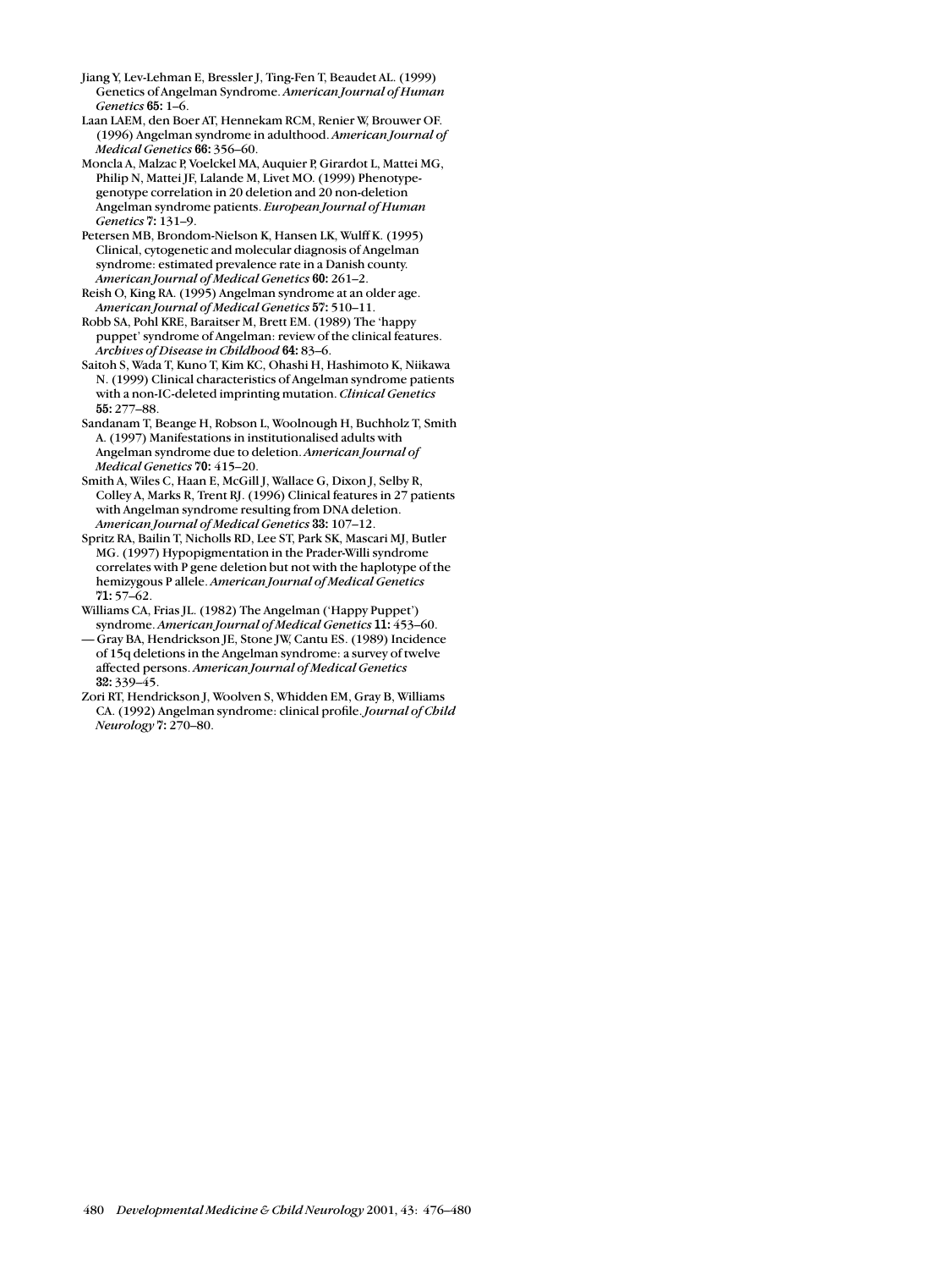Jiang Y, Lev-Lehman E, Bressler J, Ting-Fen T, Beaudet AL. (1999) Genetics of Angelman Syndrome. *American Journal of Human Genetics* **65:** 1–6.

Laan LAEM, den Boer AT, Hennekam RCM, Renier W, Brouwer OF. (1996) Angelman syndrome in adulthood. *American Journal of Medical Genetics* **66:** 356–60.

Moncla A, Malzac P, Voelckel MA, Auquier P, Girardot L, Mattei MG, Philip N, Mattei JF, Lalande M, Livet MO. (1999) Phenotype-genotype correlation in 20 deletion and 20 non-deletion Angelman syndrome patients. *European Journal of Human Genetics* **7:** 131–9.

Petersen MB, Brondom-Nielson K, Hansen LK, Wulff K. (1995) Clinical, cytogenetic and molecular diagnosis of Angelman syndrome: estimated prevalence rate in a Danish county. *American Journal of Medical Genetics* **60:** 261–2.

Reish O, King RA. (1995) Angelman syndrome at an older age. *American Journal of Medical Genetics* **57:** 510–11.

Robb SA, Pohl KRE, Baraitser M, Brett EM. (1989) The 'happy puppet' syndrome of Angelman: review of the clinical features. *Archives of Disease in Childhood* **64:** 83–6.

Saitoh S, Wada T, Kuno T, Kim KC, Ohashi H, Hashimoto K, Niikawa N. (1999) Clinical characteristics of Angelman syndrome patients with a non-IC-deleted imprinting mutation. *Clinical Genetics* **55:** 277–88.

Sandanam T, Beange H, Robson L, Woolnough H, Buchholz T, Smith A. (1997) Manifestations in institutionalised adults with Angelman syndrome due to deletion. *American Journal of Medical Genetics* **70:** 415–20.

Smith A, Wiles C, Haan E, McGill J, Wallace G, Dixon J, Selby R, Colley A, Marks R, Trent RJ. (1996) Clinical features in 27 patients with Angelman syndrome resulting from DNA deletion. *American Journal of Medical Genetics* **33:** 107–12.

Spritz RA, Bailin T, Nicholls RD, Lee ST, Park SK, Mascari MJ, Butler MG. (1997) Hypopigmentation in the Prader-Willi syndrome correlates with P gene deletion but not with the haplotype of the hemizygous P allele. *American Journal of Medical Genetics* **71:** 57–62.

Williams CA, Frias JL. (1982) The Angelman ('Happy Puppet') syndrome. *American Journal of Medical Genetics* **11:** 453–60.

— Gray BA, Hendrickson JE, Stone JW, Cantu ES. (1989) Incidence of 15q deletions in the Angelman syndrome: a survey of twelve affected persons. *American Journal of Medical Genetics* **32:** 339–45.

Zori RT, Hendrickson J, Woolven S, Whidden EM, Gray B, Williams CA. (1992) Angelman syndrome: clinical profile. *Journal of Child Neurology* **7:** 270–80.